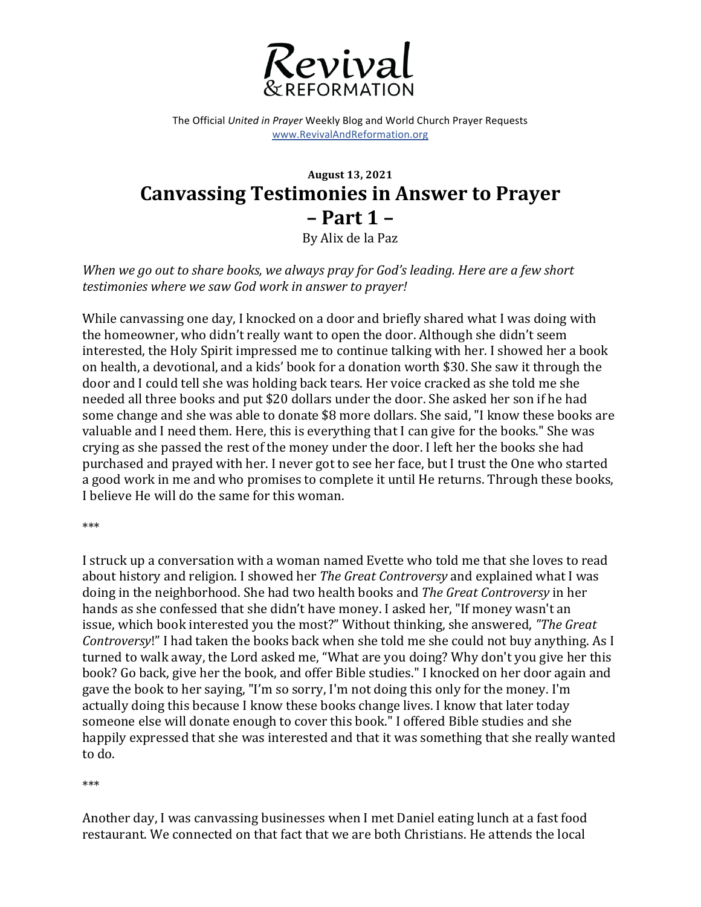# Revival & REFORMATION

The Official *United in Prayer* Weekly Blog and World Church Prayer Requests
www.RevivalAndReformation.org

**August 13, 2021**

## Canvassing Testimonies in Answer to Prayer – Part 1 –

By Alix de la Paz

*When we go out to share books, we always pray for God's leading. Here are a few short testimonies where we saw God work in answer to prayer!*

While canvassing one day, I knocked on a door and briefly shared what I was doing with the homeowner, who didn't really want to open the door. Although she didn't seem interested, the Holy Spirit impressed me to continue talking with her. I showed her a book on health, a devotional, and a kids' book for a donation worth $30. She saw it through the door and I could tell she was holding back tears. Her voice cracked as she told me she needed all three books and put $20 dollars under the door. She asked her son if he had some change and she was able to donate $8 more dollars. She said, "I know these books are valuable and I need them. Here, this is everything that I can give for the books." She was crying as she passed the rest of the money under the door. I left her the books she had purchased and prayed with her. I never got to see her face, but I trust the One who started a good work in me and who promises to complete it until He returns. Through these books, I believe He will do the same for this woman.

***

I struck up a conversation with a woman named Evette who told me that she loves to read about history and religion. I showed her *The Great Controversy* and explained what I was doing in the neighborhood. She had two health books and *The Great Controversy* in her hands as she confessed that she didn't have money. I asked her, "If money wasn't an issue, which book interested you the most?" Without thinking, she answered, *"The Great Controversy*!" I had taken the books back when she told me she could not buy anything. As I turned to walk away, the Lord asked me, "What are you doing? Why don't you give her this book? Go back, give her the book, and offer Bible studies." I knocked on her door again and gave the book to her saying, "I'm so sorry, I'm not doing this only for the money. I'm actually doing this because I know these books change lives. I know that later today someone else will donate enough to cover this book." I offered Bible studies and she happily expressed that she was interested and that it was something that she really wanted to do.

***

Another day, I was canvassing businesses when I met Daniel eating lunch at a fast food restaurant. We connected on that fact that we are both Christians. He attends the local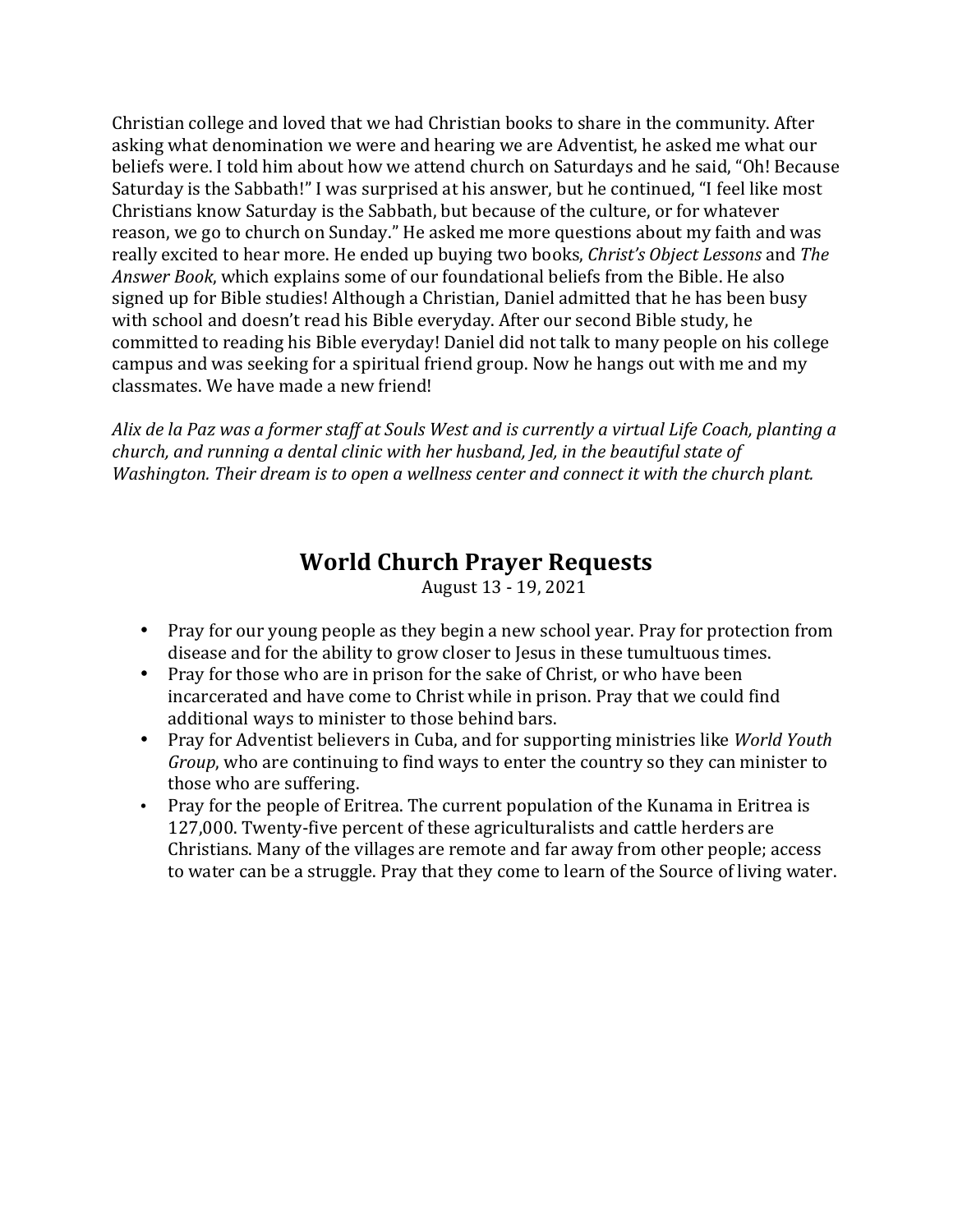Christian college and loved that we had Christian books to share in the community. After asking what denomination we were and hearing we are Adventist, he asked me what our beliefs were. I told him about how we attend church on Saturdays and he said, "Oh! Because Saturday is the Sabbath!" I was surprised at his answer, but he continued, "I feel like most Christians know Saturday is the Sabbath, but because of the culture, or for whatever reason, we go to church on Sunday." He asked me more questions about my faith and was really excited to hear more. He ended up buying two books, *Christ's Object Lessons* and *The Answer Book*, which explains some of our foundational beliefs from the Bible. He also signed up for Bible studies! Although a Christian, Daniel admitted that he has been busy with school and doesn't read his Bible everyday. After our second Bible study, he committed to reading his Bible everyday! Daniel did not talk to many people on his college campus and was seeking for a spiritual friend group. Now he hangs out with me and my classmates. We have made a new friend!

*Alix de la Paz was a former staff at Souls West and is currently a virtual Life Coach, planting a church, and running a dental clinic with her husband, Jed, in the beautiful state of Washington. Their dream is to open a wellness center and connect it with the church plant.*

## World Church Prayer Requests

August 13 - 19, 2021

- Pray for our young people as they begin a new school year. Pray for protection from disease and for the ability to grow closer to Jesus in these tumultuous times.
- Pray for those who are in prison for the sake of Christ, or who have been incarcerated and have come to Christ while in prison. Pray that we could find additional ways to minister to those behind bars.
- Pray for Adventist believers in Cuba, and for supporting ministries like *World Youth Group*, who are continuing to find ways to enter the country so they can minister to those who are suffering.
- Pray for the people of Eritrea. The current population of the Kunama in Eritrea is 127,000. Twenty-five percent of these agriculturalists and cattle herders are Christians. Many of the villages are remote and far away from other people; access to water can be a struggle. Pray that they come to learn of the Source of living water.